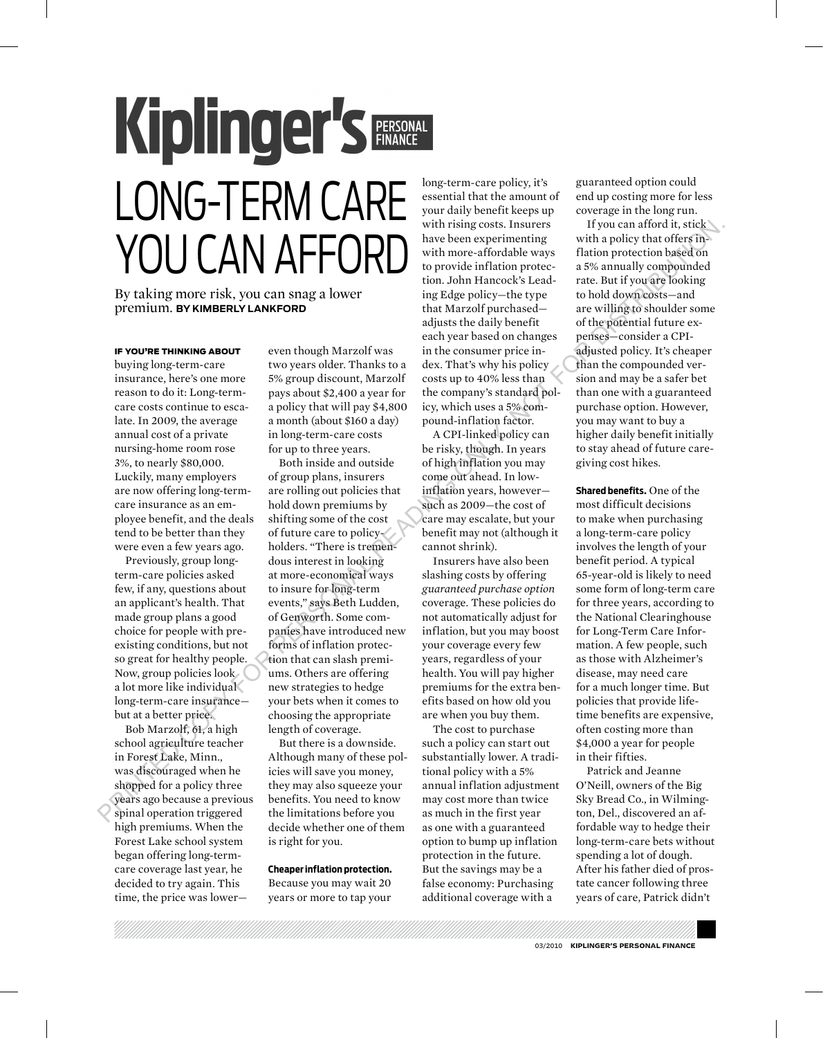# Kiplinger's PERSONAL FINANCE

# LONG-TERM CARE YOU CAN AFFORD

By taking more risk, you can snag a lower premium. **BY KIMBERLY LANKFORD**

**IF YOU'RE THINKING ABOUT** buying long-term-care insurance, here's one more reason to do it: Long-term-care costs continue to escalate. In 2009, the average annual cost of a private nursing-home room rose 3%, to nearly $80,000. Luckily, many employers are now offering long-term-care insurance as an employee benefit, and the deals tend to be better than they were even a few years ago.

Previously, group long-term-care policies asked few, if any, questions about an applicant's health. That made group plans a good choice for people with preexisting conditions, but not so great for healthy people. Now, group policies look a lot more like individual long-term-care insurance—but at a better price.

Bob Marzolf, 61, a high school agriculture teacher in Forest Lake, Minn., was discouraged when he shopped for a policy three years ago because a previous spinal operation triggered high premiums. When the Forest Lake school system began offering long-term-care coverage last year, he decided to try again. This time, the price was lower—even though Marzolf was two years older. Thanks to a 5% group discount, Marzolf pays about $2,400 a year for a policy that will pay $4,800 a month (about $160 a day) in long-term-care costs for up to three years.

Both inside and outside of group plans, insurers are rolling out policies that hold down premiums by shifting some of the cost of future care to policyholders. "There is tremendous interest in looking at more-economical ways to insure for long-term events," says Beth Ludden, of Genworth. Some companies have introduced new forms of inflation protection that can slash premiums. Others are offering new strategies to hedge your bets when it comes to choosing the appropriate length of coverage.

But there is a downside. Although many of these policies will save you money, they may also squeeze your benefits. You need to know the limitations before you decide whether one of them is right for you.

**Cheaper inflation protection.** Because you may wait 20 years or more to tap your long-term-care policy, it's essential that the amount of your daily benefit keeps up with rising costs. Insurers have been experimenting with more-affordable ways to provide inflation protection. John Hancock's Leading Edge policy—the type that Marzolf purchased—adjusts the daily benefit each year based on changes in the consumer price index. That's why his policy costs up to 40% less than the company's standard policy, which uses a 5% compound-inflation factor.

A CPI-linked policy can be risky, though. In years of high inflation you may come out ahead. In low-inflation years, however—such as 2009—the cost of care may escalate, but your benefit may not (although it cannot shrink).

Insurers have also been slashing costs by offering *guaranteed purchase option* coverage. These policies do not automatically adjust for inflation, but you may boost your coverage every few years, regardless of your health. You will pay higher premiums for the extra benefits based on how old you are when you buy them.

The cost to purchase such a policy can start out substantially lower. A traditional policy with a 5% annual inflation adjustment may cost more than twice as much in the first year as one with a guaranteed option to bump up inflation protection in the future. But the savings may be a false economy: Purchasing additional coverage with a guaranteed option could end up costing more for less coverage in the long run.

If you can afford it, stick with a policy that offers inflation protection based on a 5% annually compounded rate. But if you are looking to hold down costs—and are willing to shoulder some of the potential future expenses—consider a CPI-adjusted policy. It's cheaper than the compounded version and may be a safer bet than one with a guaranteed purchase option. However, you may want to buy a higher daily benefit initially to stay ahead of future caregiving cost hikes.

**Shared benefits.** One of the most difficult decisions to make when purchasing a long-term-care policy involves the length of your benefit period. A typical 65-year-old is likely to need some form of long-term care for three years, according to the National Clearinghouse for Long-Term Care Information. A few people, such as those with Alzheimer's disease, may need care for a much longer time. But policies that provide lifetime benefits are expensive, often costing more than $4,000 a year for people in their fifties.

Patrick and Jeanne O'Neill, owners of the Big Sky Bread Co., in Wilmington, Del., discovered an affordable way to hedge their long-term-care bets without spending a lot of dough. After his father died of prostate cancer following three years of care, Patrick didn't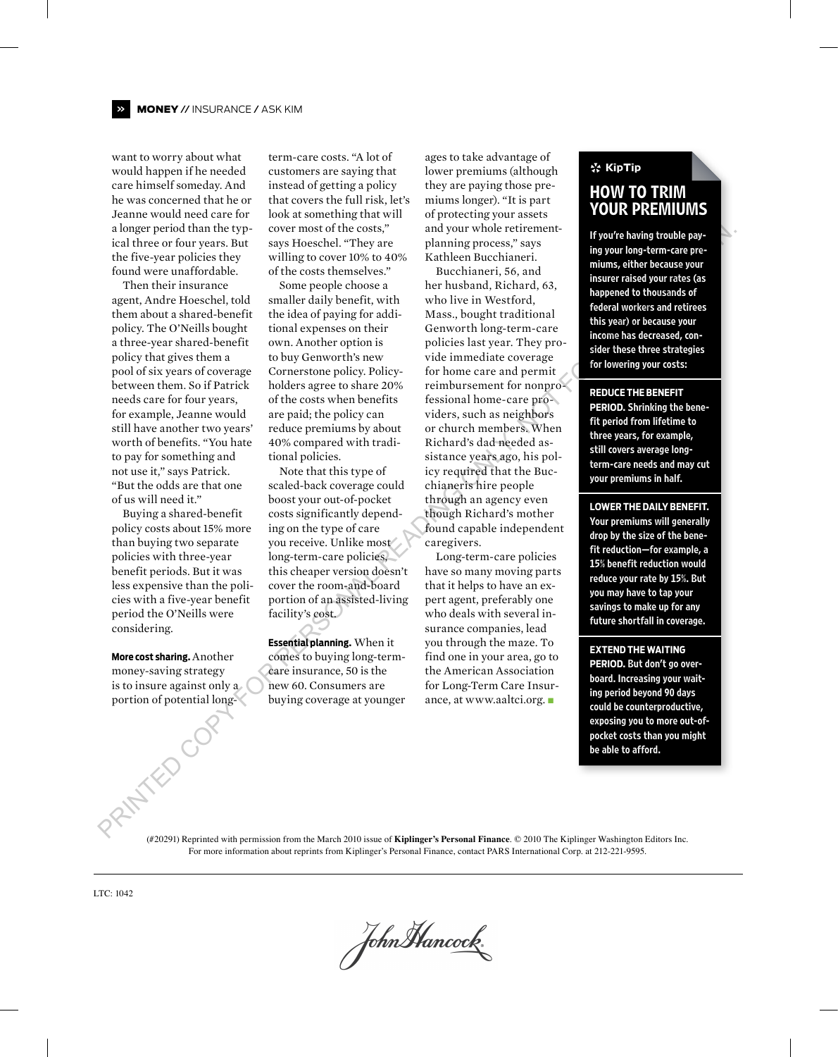want to worry about what would happen if he needed care himself someday. And he was concerned that he or Jeanne would need care for a longer period than the typical three or four years. But the five-year policies they found were unaffordable.

Then their insurance agent, Andre Hoeschel, told them about a shared-benefit policy. The O'Neills bought a three-year shared-benefit policy that gives them a pool of six years of coverage between them. So if Patrick needs care for four years, for example, Jeanne would still have another two years' worth of benefits. "You hate to pay for something and not use it," says Patrick. "But the odds are that one of us will need it."

Buying a shared-benefit policy costs about 15% more than buying two separate policies with three-year benefit periods. But it was less expensive than the policies with a five-year benefit period the O'Neills were considering.

**More cost sharing.** Another money-saving strategy is to insure against only a portion of potential long-term-care costs. "A lot of customers are saying that instead of getting a policy that covers the full risk, let's look at something that will cover most of the costs," says Hoeschel. "They are willing to cover 10% to 40% of the costs themselves."

Some people choose a smaller daily benefit, with the idea of paying for additional expenses on their own. Another option is to buy Genworth's new Cornerstone policy. Policyholders agree to share 20% of the costs when benefits are paid; the policy can reduce premiums by about 40% compared with traditional policies.

Note that this type of scaled-back coverage could boost your out-of-pocket costs significantly depending on the type of care you receive. Unlike most long-term-care policies, this cheaper version doesn't cover the room-and-board portion of an assisted-living facility's cost.

**Essential planning.** When it comes to buying long-term-care insurance, 50 is the new 60. Consumers are buying coverage at younger ages to take advantage of lower premiums (although they are paying those premiums longer). "It is part of protecting your assets and your whole retirement-planning process," says Kathleen Bucchianeri.

Bucchianeri, 56, and her husband, Richard, 63, who live in Westford, Mass., bought traditional Genworth long-term-care policies last year. They provide immediate coverage for home care and permit reimbursement for nonprofessional home-care providers, such as neighbors or church members. When Richard's dad needed assistance years ago, his policy required that the Bucchianeris hire people through an agency even though Richard's mother found capable independent caregivers.

Long-term-care policies have so many moving parts that it helps to have an expert agent, preferably one who deals with several insurance companies, lead you through the maze. To find one in your area, go to the American Association for Long-Term Care Insurance, at www.aaltci.org. ■

**KipTip**

## HOW TO TRIM YOUR PREMIUMS

**If you're having trouble paying your long-term-care premiums, either because your insurer raised your rates (as happened to thousands of federal workers and retirees this year) or because your income has decreased, consider these three strategies for lowering your costs:**

**REDUCE THE BENEFIT PERIOD.** Shrinking the benefit period from lifetime to three years, for example, still covers average long-term-care needs and may cut your premiums in half.

**LOWER THE DAILY BENEFIT.** Your premiums will generally drop by the size of the benefit reduction—for example, a 15% benefit reduction would reduce your rate by 15%. But you may have to tap your savings to make up for any future shortfall in coverage.

**EXTEND THE WAITING PERIOD.** But don't go overboard. Increasing your waiting period beyond 90 days could be counterproductive, exposing you to more out-of-pocket costs than you might be able to afford.

(#20291) Reprinted with permission from the March 2010 issue of **Kiplinger's Personal Finance**. © 2010 The Kiplinger Washington Editors Inc. For more information about reprints from Kiplinger's Personal Finance, contact PARS International Corp. at 212-221-9595.

LTC: 1042

John Hancock